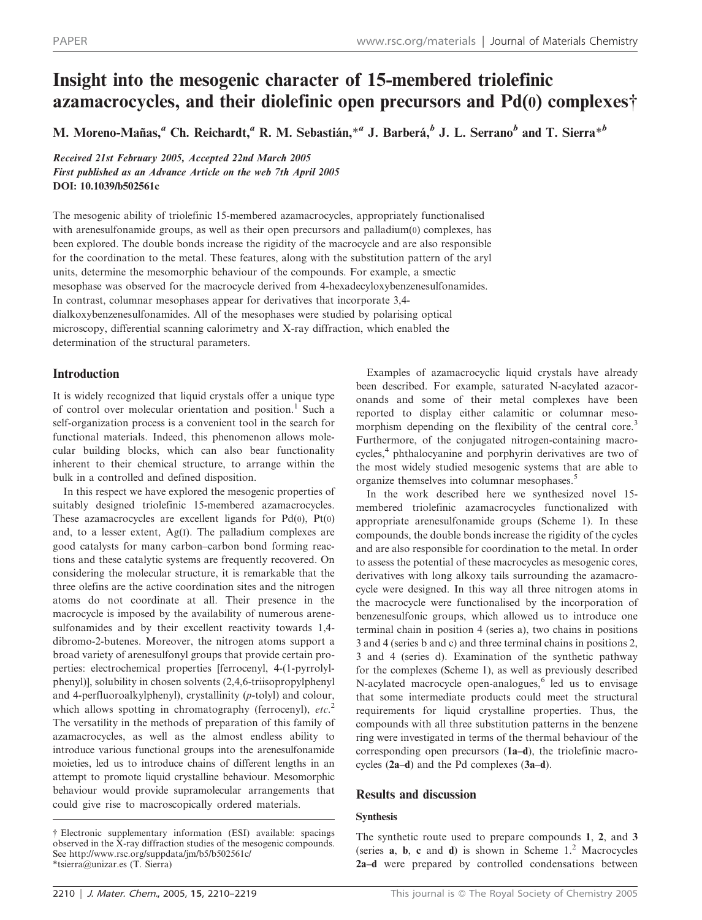# Insight into the mesogenic character of 15-membered triolefinic azamacrocycles, and their diolefinic open precursors and Pd(0) complexes†

M. Moreno-Mañas,[a] Ch. Reichardt,[a] R. M. Sebastián,*[a] J. Barberá,[b] J. L. Serrano[b] and T. Sierra*[b]

*Received 21st February 2005, Accepted 22nd March 2005*
*First published as an Advance Article on the web 7th April 2005*
**DOI: 10.1039/b502561c**

The mesogenic ability of triolefinic 15-membered azamacrocycles, appropriately functionalised with arenesulfonamide groups, as well as their open precursors and palladium(0) complexes, has been explored. The double bonds increase the rigidity of the macrocycle and are also responsible for the coordination to the metal. These features, along with the substitution pattern of the aryl units, determine the mesomorphic behaviour of the compounds. For example, a smectic mesophase was observed for the macrocycle derived from 4-hexadecyloxybenzenesulfonamides. In contrast, columnar mesophases appear for derivatives that incorporate 3,4-dialkoxybenzenesulfonamides. All of the mesophases were studied by polarising optical microscopy, differential scanning calorimetry and X-ray diffraction, which enabled the determination of the structural parameters.

## Introduction

It is widely recognized that liquid crystals offer a unique type of control over molecular orientation and position.[1] Such a self-organization process is a convenient tool in the search for functional materials. Indeed, this phenomenon allows molecular building blocks, which can also bear functionality inherent to their chemical structure, to arrange within the bulk in a controlled and defined disposition.

In this respect we have explored the mesogenic properties of suitably designed triolefinic 15-membered azamacrocycles. These azamacrocycles are excellent ligands for Pd(0), Pt(0) and, to a lesser extent, Ag(I). The palladium complexes are good catalysts for many carbon–carbon bond forming reactions and these catalytic systems are frequently recovered. On considering the molecular structure, it is remarkable that the three olefins are the active coordination sites and the nitrogen atoms do not coordinate at all. Their presence in the macrocycle is imposed by the availability of numerous arenesulfonamides and by their excellent reactivity towards 1,4-dibromo-2-butenes. Moreover, the nitrogen atoms support a broad variety of arenesulfonyl groups that provide certain properties: electrochemical properties [ferrocenyl, 4-(1-pyrrolylphenyl)], solubility in chosen solvents (2,4,6-triisopropylphenyl and 4-perfluoroalkylphenyl), crystallinity (*p*-tolyl) and colour, which allows spotting in chromatography (ferrocenyl), *etc.*[2] The versatility in the methods of preparation of this family of azamacrocycles, as well as the almost endless ability to introduce various functional groups into the arenesulfonamide moieties, led us to introduce chains of different lengths in an attempt to promote liquid crystalline behaviour. Mesomorphic behaviour would provide supramolecular arrangements that could give rise to macroscopically ordered materials.

Examples of azamacrocyclic liquid crystals have already been described. For example, saturated N-acylated azacoronands and some of their metal complexes have been reported to display either calamitic or columnar mesomorphism depending on the flexibility of the central core.[3] Furthermore, of the conjugated nitrogen-containing macrocycles,[4] phthalocyanine and porphyrin derivatives are two of the most widely studied mesogenic systems that are able to organize themselves into columnar mesophases.[5]

In the work described here we synthesized novel 15-membered triolefinic azamacrocycles functionalized with appropriate arenesulfonamide groups (Scheme 1). In these compounds, the double bonds increase the rigidity of the cycles and are also responsible for coordination to the metal. In order to assess the potential of these macrocycles as mesogenic cores, derivatives with long alkoxy tails surrounding the azamacrocycle were designed. In this way all three nitrogen atoms in the macrocycle were functionalised by the incorporation of benzenesulfonic groups, which allowed us to introduce one terminal chain in position 4 (series a), two chains in positions 3 and 4 (series b and c) and three terminal chains in positions 2, 3 and 4 (series d). Examination of the synthetic pathway for the complexes (Scheme 1), as well as previously described N-acylated macrocycle open-analogues,[6] led us to envisage that some intermediate products could meet the structural requirements for liquid crystalline properties. Thus, the compounds with all three substitution patterns in the benzene ring were investigated in terms of the thermal behaviour of the corresponding open precursors (**1a–d**), the triolefinic macrocycles (**2a–d**) and the Pd complexes (**3a–d**).

## Results and discussion

### Synthesis

The synthetic route used to prepare compounds **1**, **2**, and **3** (series **a**, **b**, **c** and **d**) is shown in Scheme 1.[2] Macrocycles **2a–d** were prepared by controlled condensations between

---

† Electronic supplementary information (ESI) available: spacings observed in the X-ray diffraction studies of the mesogenic compounds. See http://www.rsc.org/suppdata/jm/b5/b502561c/
*tsierra@unizar.es (T. Sierra)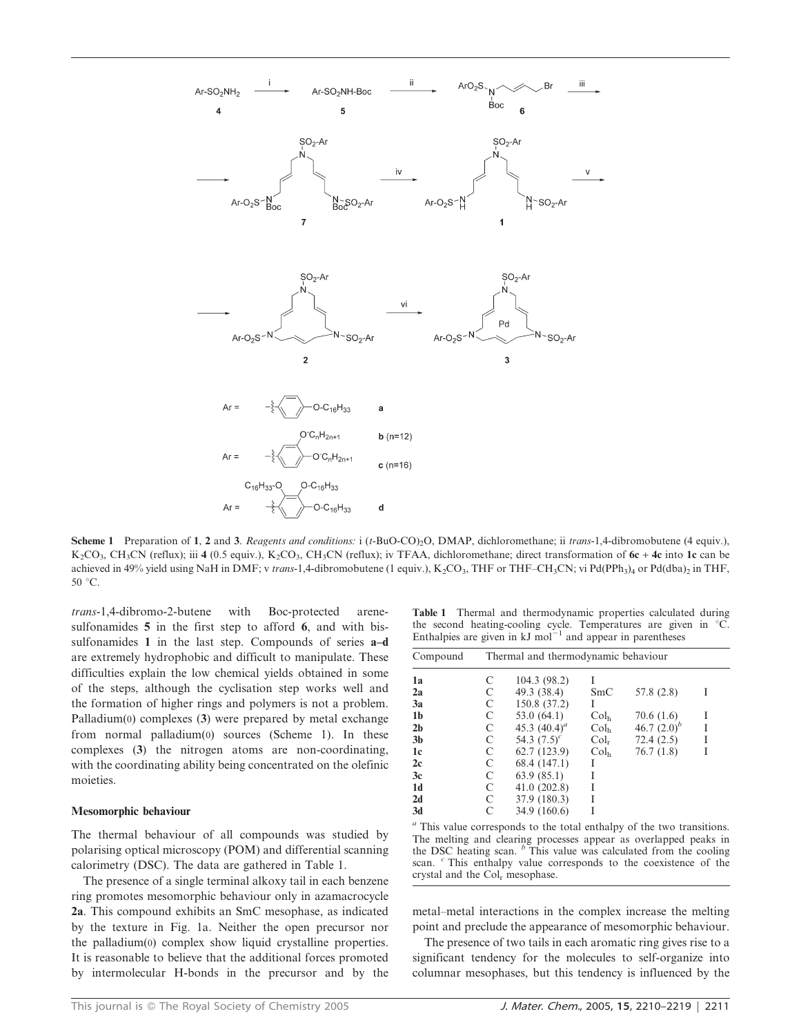**Scheme 1** Preparation of **1**, **2** and **3**. *Reagents and conditions:* i ($t$-BuO-CO)$_2$O, DMAP, dichloromethane; ii *trans*-1,4-dibromobutene (4 equiv.), $K_2CO_3$, $CH_3CN$ (reflux); iii **4** (0.5 equiv.), $K_2CO_3$, $CH_3CN$ (reflux); iv TFAA, dichloromethane; direct transformation of **6c** + **4c** into **1c** can be achieved in 49% yield using NaH in DMF; v *trans*-1,4-dibromobutene (1 equiv.), $K_2CO_3$, THF or THF–$CH_3CN$; vi $Pd(PPh_3)_4$ or $Pd(dba)_2$ in THF, 50 °C.

*trans*-1,4-dibromo-2-butene with Boc-protected arenesulfonamides **5** in the first step to afford **6**, and with bis-sulfonamides **1** in the last step. Compounds of series **a–d** are extremely hydrophobic and difficult to manipulate. These difficulties explain the low chemical yields obtained in some of the steps, although the cyclisation step works well and the formation of higher rings and polymers is not a problem. Palladium(0) complexes (**3**) were prepared by metal exchange from normal palladium(0) sources (Scheme 1). In these complexes (**3**) the nitrogen atoms are non-coordinating, with the coordinating ability being concentrated on the olefinic moieties.

## Mesomorphic behaviour

The thermal behaviour of all compounds was studied by polarising optical microscopy (POM) and differential scanning calorimetry (DSC). The data are gathered in Table 1.

The presence of a single terminal alkoxy tail in each benzene ring promotes mesomorphic behaviour only in azamacrocycle **2a**. This compound exhibits an SmC mesophase, as indicated by the texture in Fig. 1a. Neither the open precursor nor the palladium(0) complex show liquid crystalline properties. It is reasonable to believe that the additional forces promoted by intermolecular H-bonds in the precursor and by the metal–metal interactions in the complex increase the melting point and preclude the appearance of mesomorphic behaviour.

**Table 1** Thermal and thermodynamic properties calculated during the second heating-cooling cycle. Temperatures are given in °C. Enthalpies are given in kJ mol$^{-1}$ and appear in parentheses

| Compound | Thermal and thermodynamic behaviour | | | | |
|---|---|---|---|---|---|
| **1a** | C | 104.3 (98.2) | I | | |
| **2a** | C | 49.3 (38.4) | SmC | 57.8 (2.8) | I |
| **3a** | C | 150.8 (37.2) | I | | |
| **1b** | C | 53.0 (64.1) | Col$_h$ | 70.6 (1.6) | I |
| **2b** | C | 45.3 (40.4)[a] | Col$_h$ | 46.7 (2.0)[b] | I |
| **3b** | C | 54.3 (7.5)[c] | Col$_r$ | 72.4 (2.5) | I |
| **1c** | C | 62.7 (123.9) | Col$_h$ | 76.7 (1.8) | I |
| **2c** | C | 68.4 (147.1) | I | | |
| **3c** | C | 63.9 (85.1) | I | | |
| **1d** | C | 41.0 (202.8) | I | | |
| **2d** | C | 37.9 (180.3) | I | | |
| **3d** | C | 34.9 (160.6) | I | | |

[a] This value corresponds to the total enthalpy of the two transitions. The melting and clearing processes appear as overlapped peaks in the DSC heating scan. [b] This value was calculated from the cooling scan. [c] This enthalpy value corresponds to the coexistence of the crystal and the Col$_r$ mesophase.

The presence of two tails in each aromatic ring gives rise to a significant tendency for the molecules to self-organize into columnar mesophases, but this tendency is influenced by the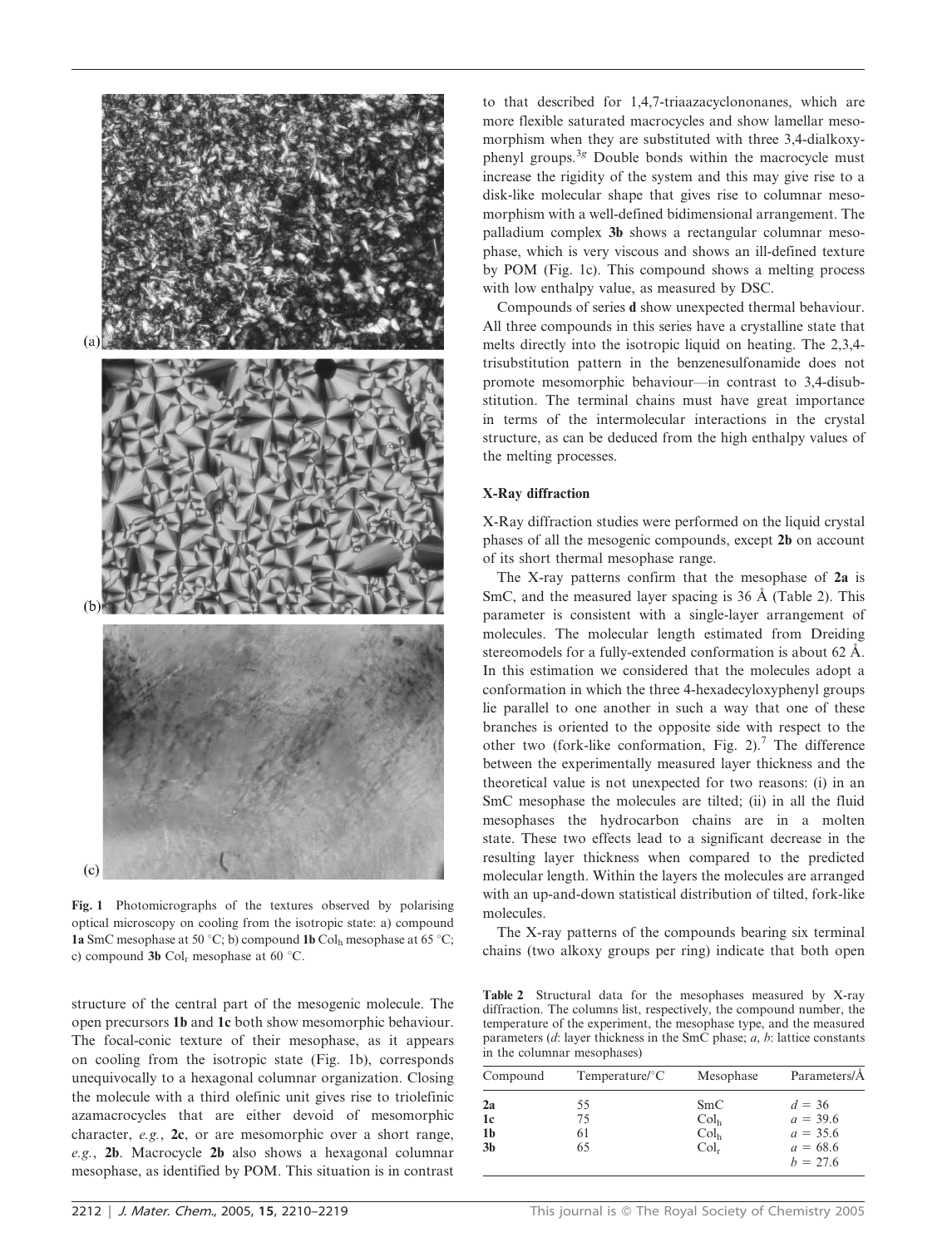Fig. 1 Photomicrographs of the textures observed by polarising optical microscopy on cooling from the isotropic state: a) compound **1a** SmC mesophase at 50 °C; b) compound **1b** $Col_h$ mesophase at 65 °C; c) compound **3b** $Col_r$ mesophase at 60 °C.

structure of the central part of the mesogenic molecule. The open precursors **1b** and **1c** both show mesomorphic behaviour. The focal-conic texture of their mesophase, as it appears on cooling from the isotropic state (Fig. 1b), corresponds unequivocally to a hexagonal columnar organization. Closing the molecule with a third olefinic unit gives rise to triolefinic azamacrocycles that are either devoid of mesomorphic character, *e.g.*, **2c**, or are mesomorphic over a short range, *e.g.*, **2b**. Macrocycle **2b** also shows a hexagonal columnar mesophase, as identified by POM. This situation is in contrast to that described for 1,4,7-triaazacyclononanes, which are more flexible saturated macrocycles and show lamellar mesomorphism when they are substituted with three 3,4-dialkoxyphenyl groups.[3g] Double bonds within the macrocycle must increase the rigidity of the system and this may give rise to a disk-like molecular shape that gives rise to columnar mesomorphism with a well-defined bidimensional arrangement. The palladium complex **3b** shows a rectangular columnar mesophase, which is very viscous and shows an ill-defined texture by POM (Fig. 1c). This compound shows a melting process with low enthalpy value, as measured by DSC.

Compounds of series **d** show unexpected thermal behaviour. All three compounds in this series have a crystalline state that melts directly into the isotropic liquid on heating. The 2,3,4-trisubstitution pattern in the benzenesulfonamide does not promote mesomorphic behaviour—in contrast to 3,4-disubstitution. The terminal chains must have great importance in terms of the intermolecular interactions in the crystal structure, as can be deduced from the high enthalpy values of the melting processes.

### X-Ray diffraction

X-Ray diffraction studies were performed on the liquid crystal phases of all the mesogenic compounds, except **2b** on account of its short thermal mesophase range.

The X-ray patterns confirm that the mesophase of **2a** is SmC, and the measured layer spacing is 36 Å (Table 2). This parameter is consistent with a single-layer arrangement of molecules. The molecular length estimated from Dreiding stereomodels for a fully-extended conformation is about 62 Å. In this estimation we considered that the molecules adopt a conformation in which the three 4-hexadecyloxyphenyl groups lie parallel to one another in such a way that one of these branches is oriented to the opposite side with respect to the other two (fork-like conformation, Fig. 2).[7] The difference between the experimentally measured layer thickness and the theoretical value is not unexpected for two reasons: (i) in an SmC mesophase the molecules are tilted; (ii) in all the fluid mesophases the hydrocarbon chains are in a molten state. These two effects lead to a significant decrease in the resulting layer thickness when compared to the predicted molecular length. Within the layers the molecules are arranged with an up-and-down statistical distribution of tilted, fork-like molecules.

The X-ray patterns of the compounds bearing six terminal chains (two alkoxy groups per ring) indicate that both open

**Table 2** Structural data for the mesophases measured by X-ray diffraction. The columns list, respectively, the compound number, the temperature of the experiment, the mesophase type, and the measured parameters (*d*: layer thickness in the SmC phase; *a*, *b*: lattice constants in the columnar mesophases)

| Compound | Temperature/°C | Mesophase | Parameters/Å |
|---|---|---|---|
| **2a** | 55 | SmC | $d = 36$ |
| **1c** | 75 | $Col_h$ | $a = 39.6$ |
| **1b** | 61 | $Col_h$ | $a = 35.6$ |
| **3b** | 65 | $Col_r$ | $a = 68.6$ |
| | | | $b = 27.6$ |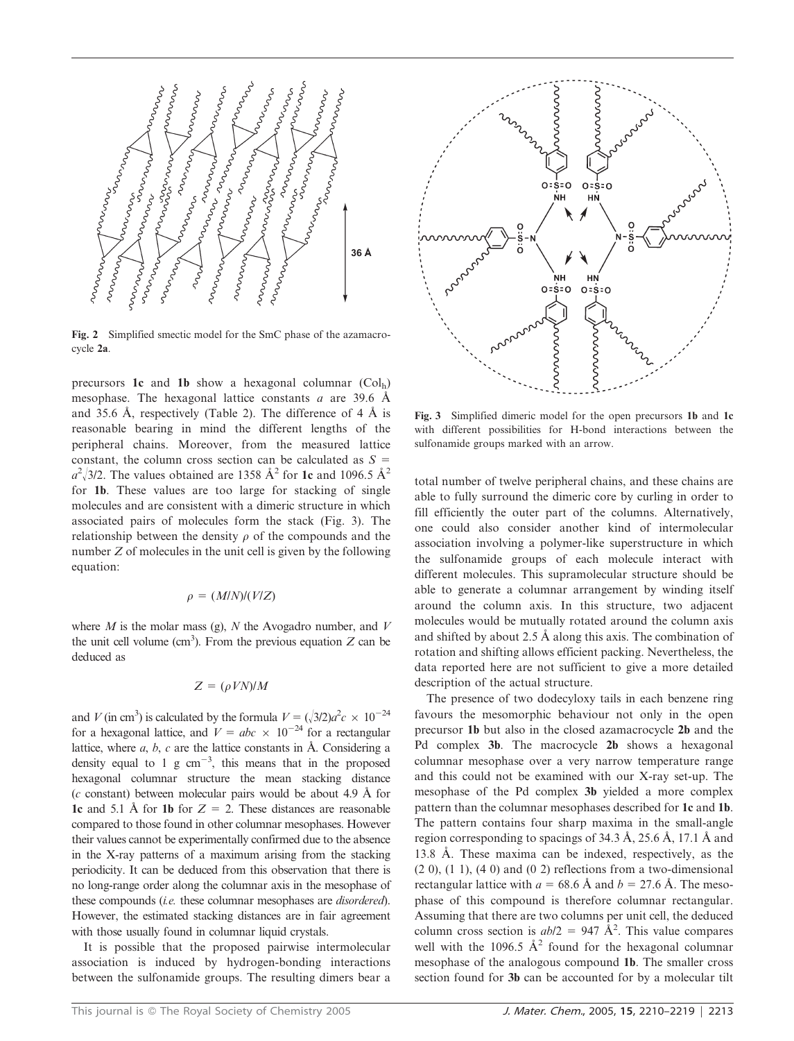Fig. 2 Simplified smectic model for the SmC phase of the azamacrocycle **2a**.

precursors **1c** and **1b** show a hexagonal columnar ($Col_h$) mesophase. The hexagonal lattice constants $a$ are 39.6 Å and 35.6 Å, respectively (Table 2). The difference of 4 Å is reasonable bearing in mind the different lengths of the peripheral chains. Moreover, from the measured lattice constant, the column cross section can be calculated as $S = a^2\sqrt{3}/2$. The values obtained are 1358 $Å^2$ for **1c** and 1096.5 $Å^2$ for **1b**. These values are too large for stacking of single molecules and are consistent with a dimeric structure in which associated pairs of molecules form the stack (Fig. 3). The relationship between the density $\rho$ of the compounds and the number $Z$ of molecules in the unit cell is given by the following equation:

$$\rho = (M/N)/(V/Z)$$

where $M$ is the molar mass (g), $N$ the Avogadro number, and $V$ the unit cell volume ($cm^3$). From the previous equation $Z$ can be deduced as

$$Z = (\rho VN)/M$$

and $V$ (in $cm^3$) is calculated by the formula $V = (\sqrt{3}/2)a^2c \times 10^{-24}$ for a hexagonal lattice, and $V = abc \times 10^{-24}$ for a rectangular lattice, where $a$, $b$, $c$ are the lattice constants in Å. Considering a density equal to 1 g $cm^{-3}$, this means that in the proposed hexagonal columnar structure the mean stacking distance ($c$ constant) between molecular pairs would be about 4.9 Å for **1c** and 5.1 Å for **1b** for $Z = 2$. These distances are reasonable compared to those found in other columnar mesophases. However their values cannot be experimentally confirmed due to the absence in the X-ray patterns of a maximum arising from the stacking periodicity. It can be deduced from this observation that there is no long-range order along the columnar axis in the mesophase of these compounds (*i.e.* these columnar mesophases are *disordered*). However, the estimated stacking distances are in fair agreement with those usually found in columnar liquid crystals.

It is possible that the proposed pairwise intermolecular association is induced by hydrogen-bonding interactions between the sulfonamide groups. The resulting dimers bear a total number of twelve peripheral chains, and these chains are able to fully surround the dimeric core by curling in order to fill efficiently the outer part of the columns. Alternatively, one could also consider another kind of intermolecular association involving a polymer-like superstructure in which the sulfonamide groups of each molecule interact with different molecules. This supramolecular structure should be able to generate a columnar arrangement by winding itself around the column axis. In this structure, two adjacent molecules would be mutually rotated around the column axis and shifted by about 2.5 Å along this axis. The combination of rotation and shifting allows efficient packing. Nevertheless, the data reported here are not sufficient to give a more detailed description of the actual structure.

Fig. 3 Simplified dimeric model for the open precursors **1b** and **1c** with different possibilities for H-bond interactions between the sulfonamide groups marked with an arrow.

The presence of two dodecyloxy tails in each benzene ring favours the mesomorphic behaviour not only in the open precursor **1b** but also in the closed azamacrocycle **2b** and the Pd complex **3b**. The macrocycle **2b** shows a hexagonal columnar mesophase over a very narrow temperature range and this could not be examined with our X-ray set-up. The mesophase of the Pd complex **3b** yielded a more complex pattern than the columnar mesophases described for **1c** and **1b**. The pattern contains four sharp maxima in the small-angle region corresponding to spacings of 34.3 Å, 25.6 Å, 17.1 Å and 13.8 Å. These maxima can be indexed, respectively, as the (2 0), (1 1), (4 0) and (0 2) reflections from a two-dimensional rectangular lattice with $a = 68.6$ Å and $b = 27.6$ Å. The mesophase of this compound is therefore columnar rectangular. Assuming that there are two columns per unit cell, the deduced column cross section is $ab/2 = 947$ $Å^2$. This value compares well with the 1096.5 $Å^2$ found for the hexagonal columnar mesophase of the analogous compound **1b**. The smaller cross section found for **3b** can be accounted for by a molecular tilt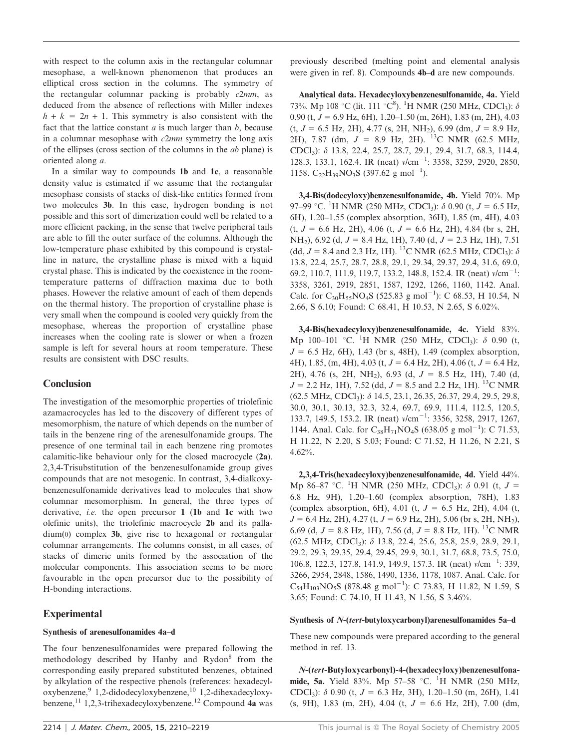with respect to the column axis in the rectangular columnar mesophase, a well-known phenomenon that produces an elliptical cross section in the columns. The symmetry of the rectangular columnar packing is probably *c*2*mm*, as deduced from the absence of reflections with Miller indexes $h + k = 2n + 1$. This symmetry is also consistent with the fact that the lattice constant *a* is much larger than *b*, because in a columnar mesophase with *c*2*mm* symmetry the long axis of the ellipses (cross section of the columns in the *ab* plane) is oriented along *a*.

In a similar way to compounds **1b** and **1c**, a reasonable density value is estimated if we assume that the rectangular mesophase consists of stacks of disk-like entities formed from two molecules **3b**. In this case, hydrogen bonding is not possible and this sort of dimerization could well be related to a more efficient packing, in the sense that twelve peripheral tails are able to fill the outer surface of the columns. Although the low-temperature phase exhibited by this compound is crystalline in nature, the crystalline phase is mixed with a liquid crystal phase. This is indicated by the coexistence in the room-temperature patterns of diffraction maxima due to both phases. However the relative amount of each of them depends on the thermal history. The proportion of crystalline phase is very small when the compound is cooled very quickly from the mesophase, whereas the proportion of crystalline phase increases when the cooling rate is slower or when a frozen sample is left for several hours at room temperature. These results are consistent with DSC results.

## Conclusion

The investigation of the mesomorphic properties of triolefinic azamacrocycles has led to the discovery of different types of mesomorphism, the nature of which depends on the number of tails in the benzene ring of the arenesulfonamide groups. The presence of one terminal tail in each benzene ring promotes calamitic-like behaviour only for the closed macrocycle (**2a**). 2,3,4-Trisubstitution of the benzenesulfonamide group gives compounds that are not mesogenic. In contrast, 3,4-dialkoxybenzenesulfonamide derivatives lead to molecules that show columnar mesomorphism. In general, the three types of derivative, *i.e.* the open precursor **1** (**1b** and **1c** with two olefinic units), the triolefinic macrocycle **2b** and its palladium(0) complex **3b**, give rise to hexagonal or rectangular columnar arrangements. The columns consist, in all cases, of stacks of dimeric units formed by the association of the molecular components. This association seems to be more favourable in the open precursor due to the possibility of H-bonding interactions.

## Experimental

### Synthesis of arenesulfonamides 4a–d

The four benzenesulfonamides were prepared following the methodology described by Hanby and Rydon[8] from the corresponding easily prepared substituted benzenes, obtained by alkylation of the respective phenols (references: hexadecyloxybenzene,[9] 1,2-didodecyloxybenzene,[10] 1,2-dihexadecyloxybenzene,[11] 1,2,3-trihexadecyloxybenzene.[12] Compound **4a** was previously described (melting point and elemental analysis were given in ref. 8). Compounds **4b–d** are new compounds.

**Analytical data. Hexadecyloxybenzenesulfonamide, 4a.** Yield 73%. Mp 108 °C (lit. 111 °C[8]). $^1$H NMR (250 MHz, CDCl$_3$): δ 0.90 (t, *J* = 6.9 Hz, 6H), 1.20–1.50 (m, 26H), 1.83 (m, 2H), 4.03 (t, *J* = 6.5 Hz, 2H), 4.77 (s, 2H, NH$_2$), 6.99 (dm, *J* = 8.9 Hz, 2H), 7.87 (dm, *J* = 8.9 Hz, 2H). $^{13}$C NMR (62.5 MHz, CDCl$_3$): δ 13.8, 22.4, 25.7, 28.7, 29.1, 29.4, 31.7, 68.3, 114.4, 128.3, 133.1, 162.4. IR (neat) ν/cm$^{-1}$: 3358, 3259, 2920, 2850, 1158. $C_{22}H_{39}NO_3S$ (397.62 g mol$^{-1}$).

**3,4-Bis(dodecyloxy)benzenesulfonamide, 4b.** Yield 70%. Mp 97–99 °C. $^1$H NMR (250 MHz, CDCl$_3$): δ 0.90 (t, *J* = 6.5 Hz, 6H), 1.20–1.55 (complex absorption, 36H), 1.85 (m, 4H), 4.03 (t, *J* = 6.6 Hz, 2H), 4.06 (t, *J* = 6.6 Hz, 2H), 4.84 (br s, 2H, NH$_2$), 6.92 (d, *J* = 8.4 Hz, 1H), 7.40 (d, *J* = 2.3 Hz, 1H), 7.51 (dd, *J* = 8.4 and 2.3 Hz, 1H). $^{13}$C NMR (62.5 MHz, CDCl$_3$): δ 13.8, 22.4, 25.7, 28.7, 28.8, 29.1, 29.34, 29.37, 29.4, 31.6, 69.0, 69.2, 110.7, 111.9, 119.7, 133.2, 148.8, 152.4. IR (neat) ν/cm$^{-1}$: 3358, 3261, 2919, 2851, 1587, 1292, 1266, 1160, 1142. Anal. Calc. for $C_{30}H_{55}NO_4S$ (525.83 g mol$^{-1}$): C 68.53, H 10.54, N 2.66, S 6.10; Found: C 68.41, H 10.53, N 2.65, S 6.02%.

**3,4-Bis(hexadecyloxy)benzenesulfonamide, 4c.** Yield 83%. Mp 100–101 °C. $^1$H NMR (250 MHz, CDCl$_3$): δ 0.90 (t, *J* = 6.5 Hz, 6H), 1.43 (br s, 48H), 1.49 (complex absorption, 4H), 1.85, (m, 4H), 4.03 (t, *J* = 6.4 Hz, 2H), 4.06 (t, *J* = 6.4 Hz, 2H), 4.76 (s, 2H, NH$_2$), 6.93 (d, *J* = 8.5 Hz, 1H), 7.40 (d, *J* = 2.2 Hz, 1H), 7.52 (dd, *J* = 8.5 and 2.2 Hz, 1H). $^{13}$C NMR (62.5 MHz, CDCl$_3$): δ 14.5, 23.1, 26.35, 26.37, 29.4, 29.5, 29.8, 30.0, 30.1, 30.13, 32.3, 32.4, 69.7, 69.9, 111.4, 112.5, 120.5, 133.7, 149.5, 153.2. IR (neat) ν/cm$^{-1}$: 3356, 3258, 2917, 1267, 1144. Anal. Calc. for $C_{38}H_{71}NO_4S$ (638.05 g mol$^{-1}$): C 71.53, H 11.22, N 2.20, S 5.03; Found: C 71.52, H 11.26, N 2.21, S 4.62%.

**2,3,4-Tris(hexadecyloxy)benzenesulfonamide, 4d.** Yield 44%. Mp 86–87 °C. $^1$H NMR (250 MHz, CDCl$_3$): δ 0.91 (t, *J* = 6.8 Hz, 9H), 1.20–1.60 (complex absorption, 78H), 1.83 (complex absorption, 6H), 4.01 (t, *J* = 6.5 Hz, 2H), 4.04 (t, *J* = 6.4 Hz, 2H), 4.27 (t, *J* = 6.9 Hz, 2H), 5.06 (br s, 2H, NH$_2$), 6.69 (d, *J* = 8.8 Hz, 1H), 7.56 (d, *J* = 8.8 Hz, 1H). $^{13}$C NMR (62.5 MHz, CDCl$_3$): δ 13.8, 22.4, 25.6, 25.8, 25.9, 28.9, 29.1, 29.2, 29.3, 29.35, 29.4, 29.45, 29.9, 30.1, 31.7, 68.8, 73.5, 75.0, 106.8, 122.3, 127.8, 141.9, 149.9, 157.3. IR (neat) ν/cm$^{-1}$: 339, 3266, 2954, 2848, 1586, 1490, 1336, 1178, 1087. Anal. Calc. for $C_{54}H_{103}NO_5S$ (878.48 g mol$^{-1}$): C 73.83, H 11.82, N 1.59, S 3.65; Found: C 74.10, H 11.43, N 1.56, S 3.46%.

### Synthesis of *N*-(*tert*-butyloxycarbonyl)arenesulfonamides 5a–d

These new compounds were prepared according to the general method in ref. 13.

***N*-(*tert*-Butyloxycarbonyl)-4-(hexadecyloxy)benzenesulfonamide, 5a.** Yield 83%. Mp 57–58 °C. $^1$H NMR (250 MHz, CDCl$_3$): δ 0.90 (t, *J* = 6.3 Hz, 3H), 1.20–1.50 (m, 26H), 1.41 (s, 9H), 1.83 (m, 2H), 4.04 (t, *J* = 6.6 Hz, 2H), 7.00 (dm,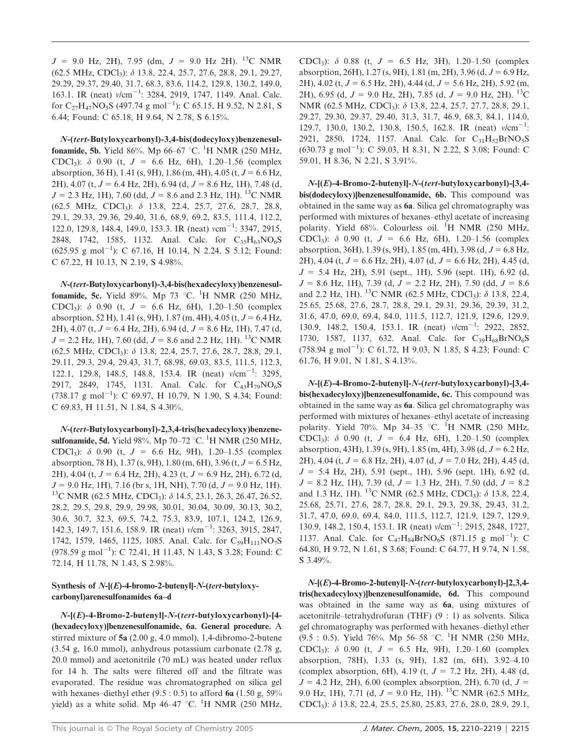$J$ = 9.0 Hz, 2H), 7.95 (dm, $J$ = 9.0 Hz 2H). $^{13}$C NMR (62.5 MHz, CDCl$_3$): δ 13.8, 22.4, 25.7, 27.6, 28.8, 29.1, 29.27, 29.29, 29.37, 29.40, 31.7, 68.3, 83.6, 114.2, 129.8, 130.2, 149.0, 163.1. IR (neat) ν/cm$^{-1}$: 3284, 2919, 1747, 1149. Anal. Calc. for $C_{27}H_{47}NO_5S$ (497.74 g mol$^{-1}$): C 65.15, H 9.52, N 2.81, S 6.44; Found: C 65.18, H 9.64, N 2.78, S 6.15%.

***N*-(*tert*-Butyloxycarbonyl)-3,4-bis(dodecyloxy)benzenesulfonamide, 5b.** Yield 86%. Mp 66–67 °C. $^1$H NMR (250 MHz, CDCl$_3$): δ 0.90 (t, $J$ = 6.6 Hz, 6H), 1.20–1.56 (complex absorption, 36 H), 1.41 (s, 9H), 1.86 (m, 4H), 4.05 (t, $J$ = 6.6 Hz, 2H), 4.07 (t, $J$ = 6.4 Hz, 2H), 6.94 (d, $J$ = 8.6 Hz, 1H), 7.48 (d, $J$ = 2.3 Hz, 1H), 7.60 (dd, $J$ = 8.6 and 2.3 Hz, 1H). $^{13}$C NMR (62.5 MHz, CDCl$_3$): δ 13.8, 22.4, 25.7, 27.6, 28.7, 28.8, 29.1, 29.33, 29.36, 29.40, 31.6, 68.9, 69.2, 83.5, 111.4, 112.2, 122.0, 129.8, 148.4, 149.0, 153.3. IR (neat) νcm$^{-1}$: 3347, 2915, 2848, 1742, 1585, 1132. Anal. Calc. for $C_{35}H_{63}NO_6S$ (625.95 g mol$^{-1}$): C 67.16, H 10.14, N 2.24, S 5.12; Found: C 67.22, H 10.13, N 2.19, S 4.98%.

***N*-(*tert*-Butyloxycarbonyl)-3,4-bis(hexadecyloxy)benzenesulfonamide, 5c.** Yield 89%. Mp 73 °C. $^1$H NMR (250 MHz, CDCl$_3$): δ 0.90 (t, $J$ = 6.6 Hz, 6H), 1.20–1.50 (complex absorption, 52 H), 1.41 (s, 9H), 1.87 (m, 4H), 4.05 (t, $J$ = 6.4 Hz, 2H), 4.07 (t, $J$ = 6.4 Hz, 2H), 6.94 (d, $J$ = 8.6 Hz, 1H), 7.47 (d, $J$ = 2.2 Hz, 1H), 7.60 (dd, $J$ = 8.6 and 2.2 Hz, 1H). $^{13}$C NMR (62.5 MHz, CDCl$_3$): δ 13.8, 22.4, 25.7, 27.6, 28.7, 28.8, 29.1, 29.11, 29.3, 29.4, 29.43, 31.7, 68.98, 69.03, 83.5, 111.5, 112.3, 122.1, 129.8, 148.5, 148.8, 153.4. IR (neat) ν/cm$^{-1}$: 3295, 2917, 2849, 1745, 1131. Anal. Calc. for $C_{43}H_{79}NO_6S$ (738.17 g mol$^{-1}$): C 69.97, H 10.79, N 1.90, S 4.34; Found: C 69.83, H 11.51, N 1.84, S 4.30%.

***N*-(*tert*-Butyloxycarbonyl)-2,3,4-tris(hexadecyloxy)benzenesulfonamide, 5d.** Yield 98%. Mp 70–72 °C. $^1$H NMR (250 MHz, CDCl$_3$): δ 0.90 (t, $J$ = 6.6 Hz, 9H), 1.20–1.55 (complex absorption, 78 H), 1.37 (s, 9H), 1.80 (m, 6H), 3.96 (t, $J$ = 6.5 Hz, 2H), 4.04 (t, $J$ = 6.4 Hz, 2H), 4.23 (t, $J$ = 6.9 Hz, 2H), 6.72 (d, $J$ = 9.0 Hz, 1H), 7.16 (br s, 1H, NH), 7.70 (d, $J$ = 9.0 Hz, 1H). $^{13}$C NMR (62.5 MHz, CDCl$_3$): δ 14.5, 23.1, 26.3, 26.47, 26.52, 28.2, 29.5, 29.8, 29.9, 29.98, 30.01, 30.04, 30.09, 30.13, 30.2, 30.6, 30.7, 32.3, 69.5, 74.2, 75.3, 83.9, 107.1, 124.2, 126.9, 142.3, 149.7, 151.6, 158.9. IR (neat) ν/cm$^{-1}$: 3263, 3915, 2847, 1742, 1579, 1465, 1125, 1085. Anal. Calc. for $C_{59}H_{111}NO_7S$ (978.59 g mol$^{-1}$): C 72.41, H 11.43, N 1.43, S 3.28; Found: C 72.14, H 11.78, N 1.43, S 2.98%.

### Synthesis of *N*-[(*E*)-4-bromo-2-butenyl]-*N*-(*tert*-butyloxycarbonyl)arenesulfonamides 6a–d

***N*-[(*E*)-4-Bromo-2-butenyl]-*N*-(*tert*-butyloxycarbonyl)-[4-(hexadecyloxy)]benzenesulfonamide, 6a. General procedure.** A stirred mixture of **5a** (2.00 g, 4.0 mmol), 1,4-dibromo-2-butene (3.54 g, 16.0 mmol), anhydrous potassium carbonate (2.78 g, 20.0 mmol) and acetonitrile (70 mL) was heated under reflux for 14 h. The salts were filtered off and the filtrate was evaporated. The residue was chromatographed on silica gel with hexanes–diethyl ether (9.5 : 0.5) to afford **6a** (1.50 g, 59% yield) as a white solid. Mp 46–47 °C. $^1$H NMR (250 MHz, CDCl$_3$): δ 0.88 (t, $J$ = 6.5 Hz, 3H), 1.20–1.50 (complex absorption, 26H), 1.27 (s, 9H), 1.81 (m, 2H), 3.96 (d, $J$ = 6.9 Hz, 2H), 4.02 (t, $J$ = 6.5 Hz, 2H), 4.44 (d, $J$ = 5.6 Hz, 2H), 5.92 (m, 2H), 6.95 (d, $J$ = 9.0 Hz, 2H), 7.85 (d, $J$ = 9.0 Hz, 2H). $^{13}$C NMR (62.5 MHz, CDCl$_3$): δ 13.8, 22.4, 25.7, 27.7, 28.8, 29.1, 29.27, 29.30, 29.37, 29.40, 31.3, 31.7, 46.9, 68.3, 84.1, 114.0, 129.7, 130.0, 130.2, 130.8, 150.5, 162.8. IR (neat) ν/cm$^{-1}$: 2921, 2850, 1724, 1157. Anal. Calc. for $C_{31}H_{52}BrNO_5S$ (630.73 g mol$^{-1}$): C 59.03, H 8.31, N 2.22, S 3.08; Found: C 59.01, H 8.36, N 2.21, S 3.91%.

***N*-[(*E*)-4-Bromo-2-butenyl]-*N*-(*tert*-butyloxycarbonyl)-[3,4-bis(dodecyloxy)]benzenesulfonamide, 6b.** This compound was obtained in the same way as **6a**. Silica gel chromatography was performed with mixtures of hexanes–ethyl acetate of increasing polarity. Yield 68%. Colourless oil. $^1$H NMR (250 MHz, CDCl$_3$): δ 0.90 (t, $J$ = 6.6 Hz, 6H), 1.20–1.56 (complex absorption, 36H), 1.39 (s, 9H), 1.85 (m, 4H), 3.98 (d, $J$ = 6.8 Hz, 2H), 4.04 (t, $J$ = 6.6 Hz, 2H), 4.07 (d, $J$ = 6.6 Hz, 2H), 4.45 (d, $J$ = 5.4 Hz, 2H), 5.91 (sept., 1H), 5.96 (sept. 1H), 6.92 (d, $J$ = 8.6 Hz, 1H), 7.39 (d, $J$ = 2.2 Hz, 2H), 7.50 (dd, $J$ = 8.6 and 2.2 Hz, 1H). $^{13}$C NMR (62.5 MHz, CDCl$_3$): δ 13.8, 22.4, 25.65, 25.68, 27.6, 28.7, 28.8, 29.1, 29.31, 29.36, 29.39, 31.2, 31.6, 47.0, 69.0, 69.4, 84.0, 111.5, 112.7, 121.9, 129.6, 129.9, 130.9, 148.2, 150.4, 153.1. IR (neat) ν/cm$^{-1}$: 2922, 2852, 1730, 1587, 1137, 632. Anal. Calc. for $C_{39}H_{68}BrNO_6S$ (758.94 g mol$^{-1}$): C 61.72, H 9.03, N 1.85, S 4.23; Found: C 61.76, H 9.01, N 1.81, S 4.13%.

***N*-[(*E*)-4-Bromo-2-butenyl]-*N*-(*tert*-butyloxycarbonyl)-[3,4-bis(hexadecyloxy)]benzenesulfonamide, 6c.** This compound was obtained in the same way as **6a**. Silica gel chromatography was performed with mixtures of hexanes–ethyl acetate of increasing polarity. Yield 70%. Mp 34–35 °C. $^1$H NMR (250 MHz, CDCl$_3$): δ 0.90 (t, $J$ = 6.4 Hz, 6H), 1.20–1.50 (complex absorption, 43H), 1.39 (s, 9H), 1.85 (m, 4H), 3.98 (d, $J$ = 6.2 Hz, 2H), 4.04 (t, $J$ = 6.8 Hz, 2H), 4.07 (d, $J$ = 7.0 Hz, 2H), 4.45 (d, $J$ = 5.4 Hz, 2H), 5.91 (sept., 1H), 5.96 (sept. 1H), 6.92 (d, $J$ = 8.2 Hz, 1H), 7.39 (d, $J$ = 1.3 Hz, 2H), 7.50 (dd, $J$ = 8.2 and 1.3 Hz, 1H). $^{13}$C NMR (62.5 MHz, CDCl$_3$): δ 13.8, 22.4, 25.68, 25.71, 27.6, 28.7, 28.8, 29.1, 29.3, 29.38, 29.43, 31.2, 31.7, 47.0, 69.0, 69.4, 84.0, 111.5, 112.7, 121.9, 129.7, 129.9, 130.9, 148.2, 150.4, 153.1. IR (neat) ν/cm$^{-1}$: 2915, 2848, 1727, 1137. Anal. Calc. for $C_{47}H_{84}BrNO_6S$ (871.15 g mol$^{-1}$): C 64.80, H 9.72, N 1.61, S 3.68; Found: C 64.77, H 9.74, N 1.58, S 3.49%.

***N*-[(*E*)-4-Bromo-2-butenyl]-*N*-(*tert*-butyloxycarbonyl)-[2,3,4-tris(hexadecyloxy)]benzenesulfonamide, 6d.** This compound was obtained in the same way as **6a**, using mixtures of acetonitrile–tetrahydrofuran (THF) (9 : 1) as solvents. Silica gel chromatography was performed with hexanes–diethyl ether (9.5 : 0.5). Yield 76%. Mp 56–58 °C. $^1$H NMR (250 MHz, CDCl$_3$): δ 0.90 (t, $J$ = 6.5 Hz, 9H), 1.20–1.60 (complex absorption, 78H), 1.33 (s, 9H), 1.82 (m, 6H), 3.92–4.10 (complex absorption, 6H), 4.19 (t, $J$ = 7.2 Hz, 2H), 4.48 (d, $J$ = 4.2 Hz, 2H), 6.00 (complex absorption, 2H), 6.70 (d, $J$ = 9.0 Hz, 1H), 7.71 (d, $J$ = 9.0 Hz, 1H). $^{13}$C NMR (62.5 MHz, CDCl$_3$): δ 13.8, 22.4, 25.5, 25.80, 25.83, 27.6, 28.0, 28.9, 29.1,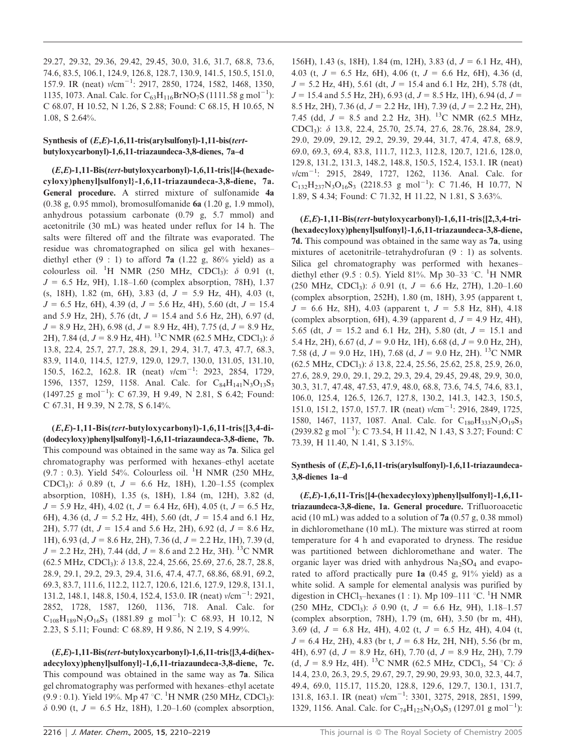29.27, 29.32, 29.36, 29.42, 29.45, 30.0, 31.6, 31.7, 68.8, 73.6, 74.6, 83.5, 106.1, 124.9, 126.8, 128.7, 130.9, 141.5, 150.5, 151.0, 157.9. IR (neat) ν/cm$^{-1}$: 2917, 2850, 1724, 1582, 1468, 1350, 1135, 1073. Anal. Calc. for $C_{63}H_{116}BrNO_7S$ (1111.58 g mol$^{-1}$): C 68.07, H 10.52, N 1.26, S 2.88; Found: C 68.15, H 10.65, N 1.08, S 2.64%.

### Synthesis of (*E*,*E*)-1,6,11-tris(arylsulfonyl)-1,11-bis(*tert*-butyloxycarbonyl)-1,6,11-triazaundeca-3,8-dienes, 7a–d

**(*E*,*E*)-1,11-Bis(*tert*-butyloxycarbonyl)-1,6,11-tris{[4-(hexadecyloxy)phenyl]sulfonyl}-1,6,11-triazaundeca-3,8-diene, 7a. General procedure.** A stirred mixture of sulfonamide **4a** (0.38 g, 0.95 mmol), bromosulfonamide **6a** (1.20 g, 1.9 mmol), anhydrous potassium carbonate (0.79 g, 5.7 mmol) and acetonitrile (30 mL) was heated under reflux for 14 h. The salts were filtered off and the filtrate was evaporated. The residue was chromatographed on silica gel with hexanes–diethyl ether (9 : 1) to afford **7a** (1.22 g, 86% yield) as a colourless oil. $^1$H NMR (250 MHz, $CDCl_3$): δ 0.91 (t, *J* = 6.5 Hz, 9H), 1.18–1.60 (complex absorption, 78H), 1.37 (s, 18H), 1.82 (m, 6H), 3.83 (d, *J* = 5.9 Hz, 4H), 4.03 (t, *J* = 6.5 Hz, 6H), 4.39 (d, *J* = 5.6 Hz, 4H), 5.60 (dt, *J* = 15.4 and 5.9 Hz, 2H), 5.76 (dt, *J* = 15.4 and 5.6 Hz, 2H), 6.97 (d, *J* = 8.9 Hz, 2H), 6.98 (d, *J* = 8.9 Hz, 4H), 7.75 (d, *J* = 8.9 Hz, 2H), 7.84 (d, *J* = 8.9 Hz, 4H). $^{13}$C NMR (62.5 MHz, $CDCl_3$): δ 13.8, 22.4, 25.7, 27.7, 28.8, 29.1, 29.4, 31.7, 47.3, 47.7, 68.3, 83.9, 114.0, 114.5, 127.9, 129.0, 129.7, 130.0, 131.05, 131.10, 150.5, 162.2, 162.8. IR (neat) ν/cm$^{-1}$: 2923, 2854, 1729, 1596, 1357, 1259, 1158. Anal. Calc. for $C_{84}H_{141}N_3O_{13}S_3$ (1497.25 g mol$^{-1}$): C 67.39, H 9.49, N 2.81, S 6.42; Found: C 67.31, H 9.39, N 2.78, S 6.14%.

**(*E*,*E*)-1,11-Bis(*tert*-butyloxycarbonyl)-1,6,11-tris{[3,4-di(dodecyloxy)phenyl]sulfonyl}-1,6,11-triazaundeca-3,8-diene, 7b.** This compound was obtained in the same way as **7a**. Silica gel chromatography was performed with hexanes–ethyl acetate (9.7 : 0.3). Yield 54%. Colourless oil. $^1$H NMR (250 MHz, $CDCl_3$): δ 0.89 (t, *J* = 6.6 Hz, 18H), 1.20–1.55 (complex absorption, 108H), 1.35 (s, 18H), 1.84 (m, 12H), 3.82 (d, *J* = 5.9 Hz, 4H), 4.02 (t, *J* = 6.4 Hz, 6H), 4.05 (t, *J* = 6.5 Hz, 6H), 4.36 (d, *J* = 5.2 Hz, 4H), 5.60 (dt, *J* = 15.4 and 6.1 Hz, 2H), 5.77 (dt, *J* = 15.4 and 5.6 Hz, 2H), 6.92 (d, *J* = 8.6 Hz, 1H), 6.93 (d, *J* = 8.6 Hz, 2H), 7.36 (d, *J* = 2.2 Hz, 1H), 7.39 (d, *J* = 2.2 Hz, 2H), 7.44 (dd, *J* = 8.6 and 2.2 Hz, 3H). $^{13}$C NMR (62.5 MHz, $CDCl_3$): δ 13.8, 22.4, 25.66, 25.69, 27.6, 28.7, 28.8, 28.9, 29.1, 29.2, 29.3, 29.4, 31.6, 47.4, 47.7, 68.86, 68.91, 69.2, 69.3, 83.7, 111.6, 112.2, 112.7, 120.6, 121.6, 127.9, 129.8, 131.1, 131.2, 148.1, 148.8, 150.4, 152.4, 153.0. IR (neat) ν/cm$^{-1}$: 2921, 2852, 1728, 1587, 1260, 1136, 718. Anal. Calc. for $C_{108}H_{189}N_3O_{16}S_3$ (1881.89 g mol$^{-1}$): C 68.93, H 10.12, N 2.23, S 5.11; Found: C 68.89, H 9.86, N 2.19, S 4.99%.

**(*E*,*E*)-1,11-Bis(*tert*-butyloxycarbonyl)-1,6,11-tris{[3,4-di(hexadecyloxy)phenyl]sulfonyl}-1,6,11-triazaundeca-3,8-diene, 7c.** This compound was obtained in the same way as **7a**. Silica gel chromatography was performed with hexanes–ethyl acetate (9.9 : 0.1). Yield 19%. Mp 47 °C. $^1$H NMR (250 MHz, $CDCl_3$): δ 0.90 (t, *J* = 6.5 Hz, 18H), 1.20–1.60 (complex absorption, 156H), 1.43 (s, 18H), 1.84 (m, 12H), 3.83 (d, *J* = 6.1 Hz, 4H), 4.03 (t, *J* = 6.5 Hz, 6H), 4.06 (t, *J* = 6.6 Hz, 6H), 4.36 (d, *J* = 5.2 Hz, 4H), 5.61 (dt, *J* = 15.4 and 6.1 Hz, 2H), 5.78 (dt, *J* = 15.4 and 5.5 Hz, 2H), 6.93 (d, *J* = 8.5 Hz, 1H), 6.94 (d, *J* = 8.5 Hz, 2H), 7.36 (d, *J* = 2.2 Hz, 1H), 7.39 (d, *J* = 2.2 Hz, 2H), 7.45 (dd, *J* = 8.5 and 2.2 Hz, 3H). $^{13}$C NMR (62.5 MHz, $CDCl_3$): δ 13.8, 22.4, 25.70, 25.74, 27.6, 28.76, 28.84, 28.9, 29.0, 29.09, 29.12, 29.2, 29.39, 29.44, 31.7, 47.4, 47.8, 68.9, 69.0, 69.3, 69.4, 83.8, 111.7, 112.3, 112.8, 120.7, 121.6, 128.0, 129.8, 131.2, 131.3, 148.2, 148.8, 150.5, 152.4, 153.1. IR (neat) ν/cm$^{-1}$: 2915, 2849, 1727, 1262, 1136. Anal. Calc. for $C_{132}H_{237}N_3O_{16}S_3$ (2218.53 g mol$^{-1}$): C 71.46, H 10.77, N 1.89, S 4.34; Found: C 71.32, H 11.22, N 1.81, S 3.63%.

**(*E*,*E*)-1,11-Bis(*tert*-butyloxycarbonyl)-1,6,11-tris{[2,3,4-tri(hexadecyloxy)phenyl]sulfonyl}-1,6,11-triazaundeca-3,8-diene, 7d.** This compound was obtained in the same way as **7a**, using mixtures of acetonitrile–tetrahydrofuran (9 : 1) as solvents. Silica gel chromatography was performed with hexanes–diethyl ether (9.5 : 0.5). Yield 81%. Mp 30–33 °C. $^1$H NMR (250 MHz, $CDCl_3$): δ 0.91 (t, *J* = 6.6 Hz, 27H), 1.20–1.60 (complex absorption, 252H), 1.80 (m, 18H), 3.95 (apparent t, *J* = 6.6 Hz, 8H), 4.03 (apparent t, *J* = 5.8 Hz, 8H), 4.18 (complex absorption, 6H), 4.39 (apparent d, *J* = 4.9 Hz, 4H), 5.65 (dt, *J* = 15.2 and 6.1 Hz, 2H), 5.80 (dt, *J* = 15.1 and 5.4 Hz, 2H), 6.67 (d, *J* = 9.0 Hz, 1H), 6.68 (d, *J* = 9.0 Hz, 2H), 7.58 (d, *J* = 9.0 Hz, 1H), 7.68 (d, *J* = 9.0 Hz, 2H). $^{13}$C NMR (62.5 MHz, $CDCl_3$): δ 13.8, 22.4, 25.56, 25.62, 25.8, 25.9, 26.0, 27.6, 28.9, 29.0, 29.1, 29.2, 29.3, 29.4, 29.45, 29.48, 29.9, 30.0, 30.3, 31.7, 47.48, 47.53, 47.9, 48.0, 68.8, 73.6, 74.5, 74.6, 83.1, 106.0, 125.4, 126.5, 126.7, 127.8, 130.2, 141.3, 142.3, 150.5, 151.0, 151.2, 157.0, 157.7. IR (neat) ν/cm$^{-1}$: 2916, 2849, 1725, 1580, 1467, 1137, 1087. Anal. Calc. for $C_{180}H_{333}N_3O_{19}S_3$ (2939.82 g mol$^{-1}$): C 73.54, H 11.42, N 1.43, S 3.27; Found: C 73.39, H 11.40, N 1.41, S 3.15%.

### Synthesis of (*E*,*E*)-1,6,11-tris(arylsulfonyl)-1,6,11-triazaundeca-3,8-dienes 1a–d

**(*E*,*E*)-1,6,11-Tris{[4-(hexadecyloxy)phenyl]sulfonyl}-1,6,11-triazaundeca-3,8-diene, 1a. General procedure.** Trifluoroacetic acid (10 mL) was added to a solution of **7a** (0.57 g, 0.38 mmol) in dichloromethane (10 mL). The mixture was stirred at room temperature for 4 h and evaporated to dryness. The residue was partitioned between dichloromethane and water. The organic layer was dried with anhydrous $Na_2SO_4$ and evaporated to afford practically pure **1a** (0.45 g, 91% yield) as a white solid. A sample for elemental analysis was purified by digestion in $CHCl_3$–hexanes (1 : 1). Mp 109–111 °C. $^1$H NMR (250 MHz, $CDCl_3$): δ 0.90 (t, *J* = 6.6 Hz, 9H), 1.18–1.57 (complex absorption, 78H), 1.79 (m, 6H), 3.50 (br m, 4H), 3.69 (d, *J* = 6.8 Hz, 4H), 4.02 (t, *J* = 6.5 Hz, 4H), 4.04 (t, *J* = 6.4 Hz, 2H), 4.83 (br t, *J* = 6.8 Hz, 2H, NH), 5.56 (br m, 4H), 6.97 (d, *J* = 8.9 Hz, 6H), 7.70 (d, *J* = 8.9 Hz, 2H), 7.79 (d, *J* = 8.9 Hz, 4H). $^{13}$C NMR (62.5 MHz, $CDCl_3$, 54 °C): δ 14.4, 23.0, 26.3, 29.5, 29.67, 29.7, 29.90, 29.93, 30.0, 32.3, 44.7, 49.4, 69.0, 115.17, 115.20, 128.8, 129.6, 129.7, 130.1, 131.7, 131.8, 163.1. IR (neat) ν/cm$^{-1}$: 3301, 3275, 2918, 2851, 1599, 1329, 1156. Anal. Calc. for $C_{74}H_{125}N_3O_9S_3$ (1297.01 g mol$^{-1}$):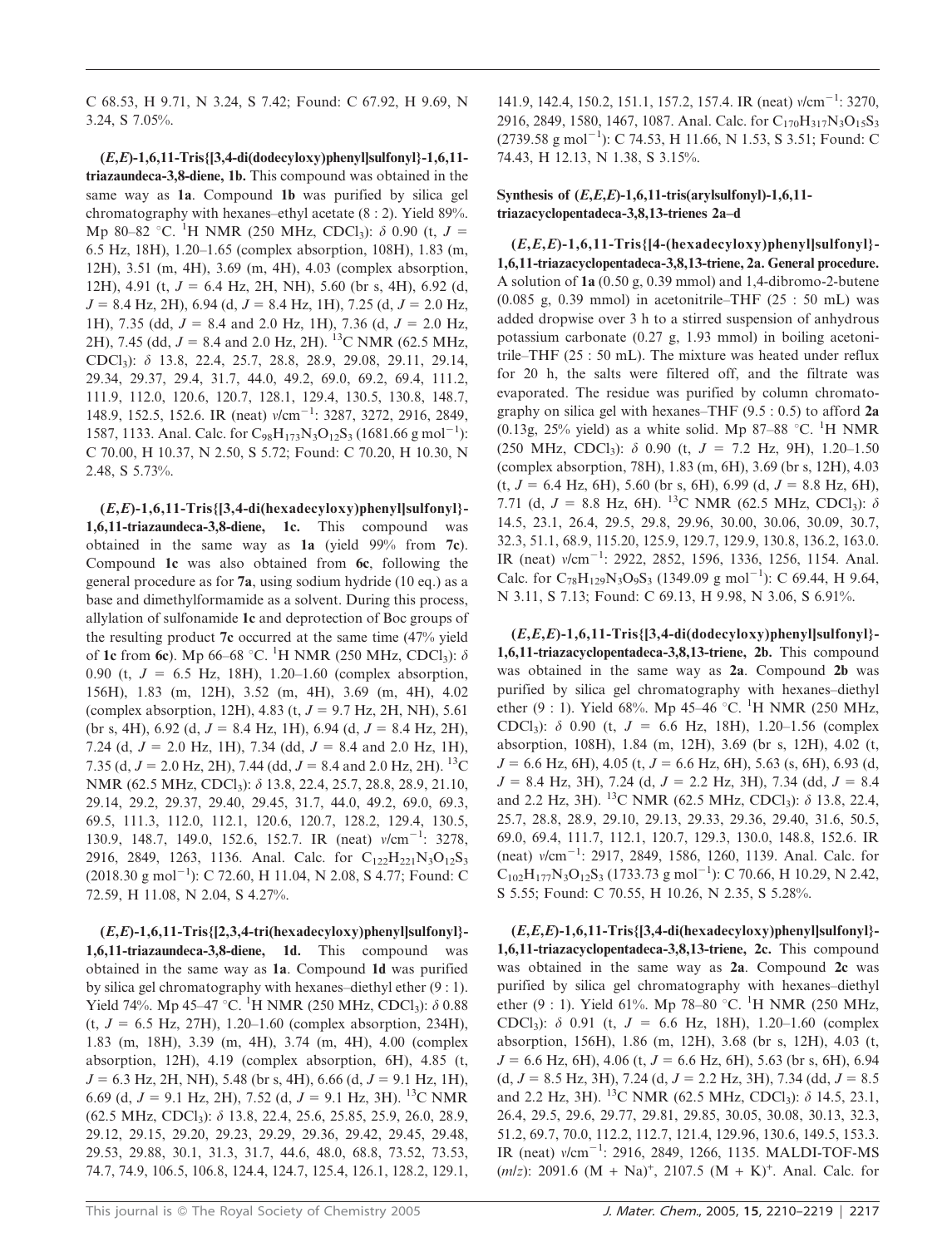C 68.53, H 9.71, N 3.24, S 7.42; Found: C 67.92, H 9.69, N 3.24, S 7.05%.

**(*E*,*E*)-1,6,11-Tris{[3,4-di(dodecyloxy)phenyl]sulfonyl}-1,6,11-triazaundeca-3,8-diene, 1b.** This compound was obtained in the same way as **1a**. Compound **1b** was purified by silica gel chromatography with hexanes–ethyl acetate (8 : 2). Yield 89%. Mp 80–82 °C. $^{1}$H NMR (250 MHz, $CDCl_3$): δ 0.90 (t, *J* = 6.5 Hz, 18H), 1.20–1.65 (complex absorption, 108H), 1.83 (m, 12H), 3.51 (m, 4H), 3.69 (m, 4H), 4.03 (complex absorption, 12H), 4.91 (t, *J* = 6.4 Hz, 2H, NH), 5.60 (br s, 4H), 6.92 (d, *J* = 8.4 Hz, 2H), 6.94 (d, *J* = 8.4 Hz, 1H), 7.25 (d, *J* = 2.0 Hz, 1H), 7.35 (dd, *J* = 8.4 and 2.0 Hz, 1H), 7.36 (d, *J* = 2.0 Hz, 2H), 7.45 (dd, *J* = 8.4 and 2.0 Hz, 2H). $^{13}$C NMR (62.5 MHz, $CDCl_3$): δ 13.8, 22.4, 25.7, 28.8, 28.9, 29.08, 29.11, 29.14, 29.34, 29.37, 29.4, 31.7, 44.0, 49.2, 69.0, 69.2, 69.4, 111.2, 111.9, 112.0, 120.6, 120.7, 128.1, 129.4, 130.5, 130.8, 148.7, 148.9, 152.5, 152.6. IR (neat) ν/cm$^{-1}$: 3287, 3272, 2916, 2849, 1587, 1133. Anal. Calc. for $C_{98}H_{173}N_3O_{12}S_3$ (1681.66 g mol$^{-1}$): C 70.00, H 10.37, N 2.50, S 5.72; Found: C 70.20, H 10.30, N 2.48, S 5.73%.

**(*E*,*E*)-1,6,11-Tris{[3,4-di(hexadecyloxy)phenyl]sulfonyl}-1,6,11-triazaundeca-3,8-diene, 1c.** This compound was obtained in the same way as **1a** (yield 99% from **7c**). Compound **1c** was also obtained from **6c**, following the general procedure as for **7a**, using sodium hydride (10 eq.) as a base and dimethylformamide as a solvent. During this process, allylation of sulfonamide **1c** and deprotection of Boc groups of the resulting product **7c** occurred at the same time (47% yield of **1c** from **6c**). Mp 66–68 °C. $^{1}$H NMR (250 MHz, $CDCl_3$): δ 0.90 (t, *J* = 6.5 Hz, 18H), 1.20–1.60 (complex absorption, 156H), 1.83 (m, 12H), 3.52 (m, 4H), 3.69 (m, 4H), 4.02 (complex absorption, 12H), 4.83 (t, *J* = 9.7 Hz, 2H, NH), 5.61 (br s, 4H), 6.92 (d, *J* = 8.4 Hz, 1H), 6.94 (d, *J* = 8.4 Hz, 2H), 7.24 (d, *J* = 2.0 Hz, 1H), 7.34 (dd, *J* = 8.4 and 2.0 Hz, 1H), 7.35 (d, *J* = 2.0 Hz, 2H), 7.44 (dd, *J* = 8.4 and 2.0 Hz, 2H). $^{13}$C NMR (62.5 MHz, $CDCl_3$): δ 13.8, 22.4, 25.7, 28.8, 28.9, 21.10, 29.14, 29.2, 29.37, 29.40, 29.45, 31.7, 44.0, 49.2, 69.0, 69.3, 69.5, 111.3, 112.0, 112.1, 120.6, 120.7, 128.2, 129.4, 130.5, 130.9, 148.7, 149.0, 152.6, 152.7. IR (neat) ν/cm$^{-1}$: 3278, 2916, 2849, 1263, 1136. Anal. Calc. for $C_{122}H_{221}N_3O_{12}S_3$ (2018.30 g mol$^{-1}$): C 72.60, H 11.04, N 2.08, S 4.77; Found: C 72.59, H 11.08, N 2.04, S 4.27%.

**(*E*,*E*)-1,6,11-Tris{[2,3,4-tri(hexadecyloxy)phenyl]sulfonyl}-1,6,11-triazaundeca-3,8-diene, 1d.** This compound was obtained in the same way as **1a**. Compound **1d** was purified by silica gel chromatography with hexanes–diethyl ether (9 : 1). Yield 74%. Mp 45–47 °C. $^{1}$H NMR (250 MHz, $CDCl_3$): δ 0.88 (t, *J* = 6.5 Hz, 27H), 1.20–1.60 (complex absorption, 234H), 1.83 (m, 18H), 3.39 (m, 4H), 3.74 (m, 4H), 4.00 (complex absorption, 12H), 4.19 (complex absorption, 6H), 4.85 (t, *J* = 6.3 Hz, 2H, NH), 5.48 (br s, 4H), 6.66 (d, *J* = 9.1 Hz, 1H), 6.69 (d, *J* = 9.1 Hz, 2H), 7.52 (d, *J* = 9.1 Hz, 3H). $^{13}$C NMR (62.5 MHz, $CDCl_3$): δ 13.8, 22.4, 25.6, 25.85, 25.9, 26.0, 28.9, 29.12, 29.15, 29.20, 29.23, 29.29, 29.36, 29.42, 29.45, 29.48, 29.53, 29.88, 30.1, 31.3, 31.7, 44.6, 48.0, 68.8, 73.52, 73.53, 74.7, 74.9, 106.5, 106.8, 124.4, 124.7, 125.4, 126.1, 128.2, 129.1, 141.9, 142.4, 150.2, 151.1, 157.2, 157.4. IR (neat) ν/cm$^{-1}$: 3270, 2916, 2849, 1580, 1467, 1087. Anal. Calc. for $C_{170}H_{317}N_3O_{15}S_3$ (2739.58 g mol$^{-1}$): C 74.53, H 11.66, N 1.53, S 3.51; Found: C 74.43, H 12.13, N 1.38, S 3.15%.

### Synthesis of (*E*,*E*,*E*)-1,6,11-tris(arylsulfonyl)-1,6,11-triazacyclopentadeca-3,8,13-trienes 2a–d

**(*E*,*E*,*E*)-1,6,11-Tris{[4-(hexadecyloxy)phenyl]sulfonyl}-1,6,11-triazacyclopentadeca-3,8,13-triene, 2a. General procedure.** A solution of **1a** (0.50 g, 0.39 mmol) and 1,4-dibromo-2-butene (0.085 g, 0.39 mmol) in acetonitrile–THF (25 : 50 mL) was added dropwise over 3 h to a stirred suspension of anhydrous potassium carbonate (0.27 g, 1.93 mmol) in boiling acetonitrile–THF (25 : 50 mL). The mixture was heated under reflux for 20 h, the salts were filtered off, and the filtrate was evaporated. The residue was purified by column chromatography on silica gel with hexanes–THF (9.5 : 0.5) to afford **2a** (0.13g, 25% yield) as a white solid. Mp 87–88 °C. $^{1}$H NMR (250 MHz, $CDCl_3$): δ 0.90 (t, *J* = 7.2 Hz, 9H), 1.20–1.50 (complex absorption, 78H), 1.83 (m, 6H), 3.69 (br s, 12H), 4.03 (t, *J* = 6.4 Hz, 6H), 5.60 (br s, 6H), 6.99 (d, *J* = 8.8 Hz, 6H), 7.71 (d, *J* = 8.8 Hz, 6H). $^{13}$C NMR (62.5 MHz, $CDCl_3$): δ 14.5, 23.1, 26.4, 29.5, 29.8, 29.96, 30.00, 30.06, 30.09, 30.7, 32.3, 51.1, 68.9, 115.20, 125.9, 129.7, 129.9, 130.8, 136.2, 163.0. IR (neat) ν/cm$^{-1}$: 2922, 2852, 1596, 1336, 1256, 1154. Anal. Calc. for $C_{78}H_{129}N_3O_9S_3$ (1349.09 g mol$^{-1}$): C 69.44, H 9.64, N 3.11, S 7.13; Found: C 69.13, H 9.98, N 3.06, S 6.91%.

**(*E*,*E*,*E*)-1,6,11-Tris{[3,4-di(dodecyloxy)phenyl]sulfonyl}-1,6,11-triazacyclopentadeca-3,8,13-triene, 2b.** This compound was obtained in the same way as **2a**. Compound **2b** was purified by silica gel chromatography with hexanes–diethyl ether (9 : 1). Yield 68%. Mp 45–46 °C. $^{1}$H NMR (250 MHz, $CDCl_3$): δ 0.90 (t, *J* = 6.6 Hz, 18H), 1.20–1.56 (complex absorption, 108H), 1.84 (m, 12H), 3.69 (br s, 12H), 4.02 (t, *J* = 6.6 Hz, 6H), 4.05 (t, *J* = 6.6 Hz, 6H), 5.63 (s, 6H), 6.93 (d, *J* = 8.4 Hz, 3H), 7.24 (d, *J* = 2.2 Hz, 3H), 7.34 (dd, *J* = 8.4 and 2.2 Hz, 3H). $^{13}$C NMR (62.5 MHz, $CDCl_3$): δ 13.8, 22.4, 25.7, 28.8, 28.9, 29.10, 29.13, 29.33, 29.36, 29.40, 31.6, 50.5, 69.0, 69.4, 111.7, 112.1, 120.7, 129.3, 130.0, 148.8, 152.6. IR (neat) ν/cm$^{-1}$: 2917, 2849, 1586, 1260, 1139. Anal. Calc. for $C_{102}H_{177}N_3O_{12}S_3$ (1733.73 g mol$^{-1}$): C 70.66, H 10.29, N 2.42, S 5.55; Found: C 70.55, H 10.26, N 2.35, S 5.28%.

**(*E*,*E*,*E*)-1,6,11-Tris{[3,4-di(hexadecyloxy)phenyl]sulfonyl}-1,6,11-triazacyclopentadeca-3,8,13-triene, 2c.** This compound was obtained in the same way as **2a**. Compound **2c** was purified by silica gel chromatography with hexanes–diethyl ether (9 : 1). Yield 61%. Mp 78–80 °C. $^{1}$H NMR (250 MHz, $CDCl_3$): δ 0.91 (t, *J* = 6.6 Hz, 18H), 1.20–1.60 (complex absorption, 156H), 1.86 (m, 12H), 3.68 (br s, 12H), 4.03 (t, *J* = 6.6 Hz, 6H), 4.06 (t, *J* = 6.6 Hz, 6H), 5.63 (br s, 6H), 6.94 (d, *J* = 8.5 Hz, 3H), 7.24 (d, *J* = 2.2 Hz, 3H), 7.34 (dd, *J* = 8.5 and 2.2 Hz, 3H). $^{13}$C NMR (62.5 MHz, $CDCl_3$): δ 14.5, 23.1, 26.4, 29.5, 29.6, 29.77, 29.81, 29.85, 30.05, 30.08, 30.13, 32.3, 51.2, 69.7, 70.0, 112.2, 112.7, 121.4, 129.96, 130.6, 149.5, 153.3. IR (neat) ν/cm$^{-1}$: 2916, 2849, 1266, 1135. MALDI-TOF-MS (*m*/*z*): 2091.6 (M + Na)$^{+}$, 2107.5 (M + K)$^{+}$. Anal. Calc. for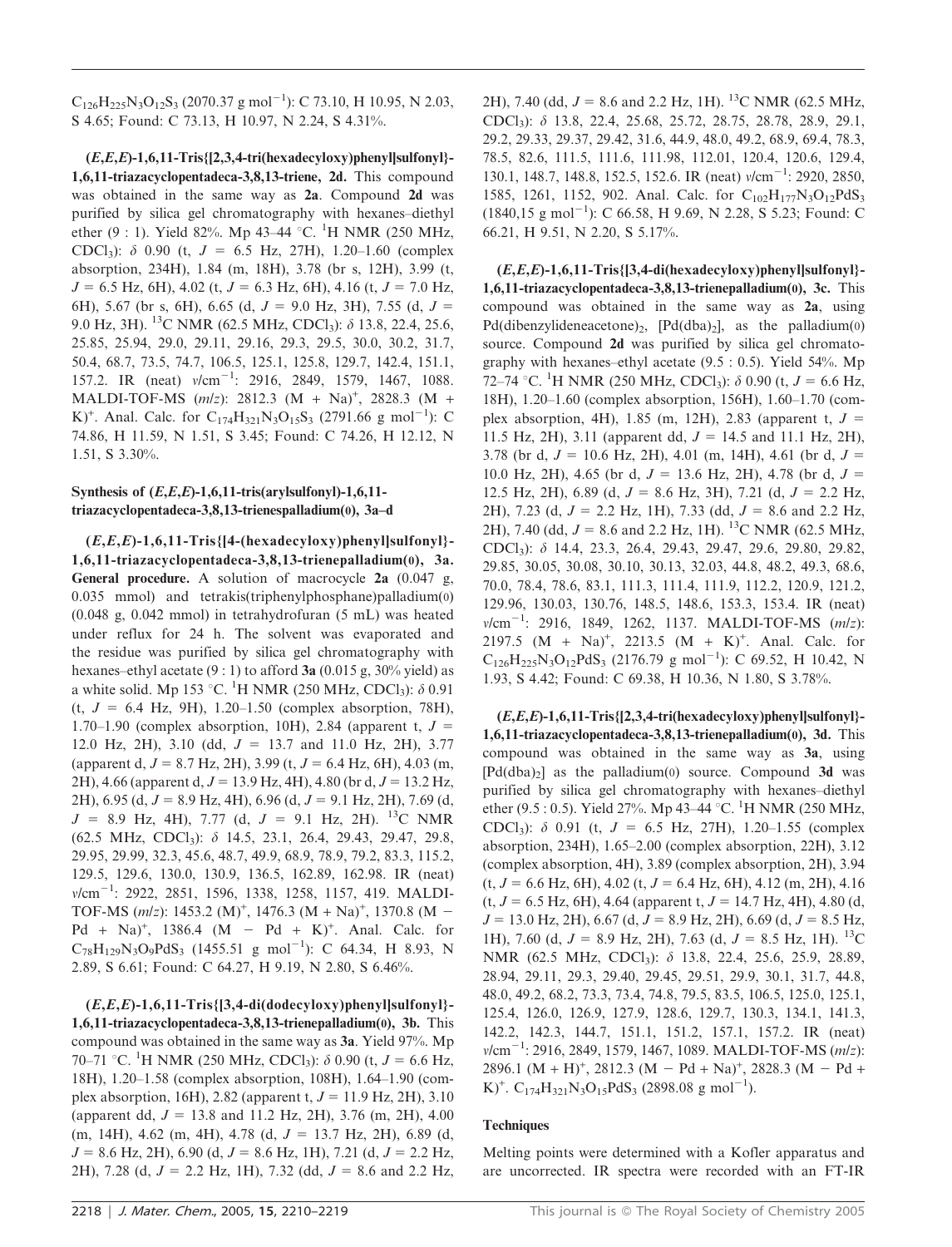$C_{126}H_{225}N_3O_{12}S_3$ (2070.37 g $mol^{-1}$): C 73.10, H 10.95, N 2.03, S 4.65; Found: C 73.13, H 10.97, N 2.24, S 4.31%.

**(*E*,*E*,*E*)-1,6,11-Tris{[2,3,4-tri(hexadecyloxy)phenyl]sulfonyl}-1,6,11-triazacyclopentadeca-3,8,13-triene, 2d.** This compound was obtained in the same way as **2a**. Compound **2d** was purified by silica gel chromatography with hexanes–diethyl ether (9 : 1). Yield 82%. Mp 43–44 °C. $^1$H NMR (250 MHz, $CDCl_3$): δ 0.90 (t, *J* = 6.5 Hz, 27H), 1.20–1.60 (complex absorption, 234H), 1.84 (m, 18H), 3.78 (br s, 12H), 3.99 (t, *J* = 6.5 Hz, 6H), 4.02 (t, *J* = 6.3 Hz, 6H), 4.16 (t, *J* = 7.0 Hz, 6H), 5.67 (br s, 6H), 6.65 (d, *J* = 9.0 Hz, 3H), 7.55 (d, *J* = 9.0 Hz, 3H). $^{13}$C NMR (62.5 MHz, $CDCl_3$): δ 13.8, 22.4, 25.6, 25.85, 25.94, 29.0, 29.11, 29.16, 29.3, 29.5, 30.0, 30.2, 31.7, 50.4, 68.7, 73.5, 74.7, 106.5, 125.1, 125.8, 129.7, 142.4, 151.1, 157.2. IR (neat) ν/cm$^{-1}$: 2916, 2849, 1579, 1467, 1088. MALDI-TOF-MS (*m*/*z*): 2812.3 (M + Na)$^+$, 2828.3 (M + K)$^+$. Anal. Calc. for $C_{174}H_{321}N_3O_{15}S_3$ (2791.66 g $mol^{-1}$): C 74.86, H 11.59, N 1.51, S 3.45; Found: C 74.26, H 12.12, N 1.51, S 3.30%.

### Synthesis of (*E*,*E*,*E*)-1,6,11-tris(arylsulfonyl)-1,6,11-triazacyclopentadeca-3,8,13-trienespalladium(0), 3a–d

**(*E*,*E*,*E*)-1,6,11-Tris{[4-(hexadecyloxy)phenyl]sulfonyl}-1,6,11-triazacyclopentadeca-3,8,13-trienepalladium(0), 3a. General procedure.** A solution of macrocycle **2a** (0.047 g, 0.035 mmol) and tetrakis(triphenylphosphane)palladium(0) (0.048 g, 0.042 mmol) in tetrahydrofuran (5 mL) was heated under reflux for 24 h. The solvent was evaporated and the residue was purified by silica gel chromatography with hexanes–ethyl acetate (9 : 1) to afford **3a** (0.015 g, 30% yield) as a white solid. Mp 153 °C. $^1$H NMR (250 MHz, $CDCl_3$): δ 0.91 (t, *J* = 6.4 Hz, 9H), 1.20–1.50 (complex absorption, 78H), 1.70–1.90 (complex absorption, 10H), 2.84 (apparent t, *J* = 12.0 Hz, 2H), 3.10 (dd, *J* = 13.7 and 11.0 Hz, 2H), 3.77 (apparent d, *J* = 8.7 Hz, 2H), 3.99 (t, *J* = 6.4 Hz, 6H), 4.03 (m, 2H), 4.66 (apparent d, *J* = 13.9 Hz, 4H), 4.80 (br d, *J* = 13.2 Hz, 2H), 6.95 (d, *J* = 8.9 Hz, 4H), 6.96 (d, *J* = 9.1 Hz, 2H), 7.69 (d, *J* = 8.9 Hz, 4H), 7.77 (d, *J* = 9.1 Hz, 2H). $^{13}$C NMR (62.5 MHz, $CDCl_3$): δ 14.5, 23.1, 26.4, 29.43, 29.47, 29.8, 29.95, 29.99, 32.3, 45.6, 48.7, 49.9, 68.9, 78.9, 79.2, 83.3, 115.2, 129.5, 129.6, 130.0, 130.9, 136.5, 162.89, 162.98. IR (neat) ν/cm$^{-1}$: 2922, 2851, 1596, 1338, 1258, 1157, 419. MALDI-TOF-MS (*m*/*z*): 1453.2 (M)$^+$, 1476.3 (M + Na)$^+$, 1370.8 (M − Pd + Na)$^+$, 1386.4 (M − Pd + K)$^+$. Anal. Calc. for $C_{78}H_{129}N_3O_9PdS_3$ (1455.51 g $mol^{-1}$): C 64.34, H 8.93, N 2.89, S 6.61; Found: C 64.27, H 9.19, N 2.80, S 6.46%.

**(*E*,*E*,*E*)-1,6,11-Tris{[3,4-di(dodecyloxy)phenyl]sulfonyl}-1,6,11-triazacyclopentadeca-3,8,13-trienepalladium(0), 3b.** This compound was obtained in the same way as **3a**. Yield 97%. Mp 70–71 °C. $^1$H NMR (250 MHz, $CDCl_3$): δ 0.90 (t, *J* = 6.6 Hz, 18H), 1.20–1.58 (complex absorption, 108H), 1.64–1.90 (complex absorption, 16H), 2.82 (apparent t, *J* = 11.9 Hz, 2H), 3.10 (apparent dd, *J* = 13.8 and 11.2 Hz, 2H), 3.76 (m, 2H), 4.00 (m, 14H), 4.62 (m, 4H), 4.78 (d, *J* = 13.7 Hz, 2H), 6.89 (d, *J* = 8.6 Hz, 2H), 6.90 (d, *J* = 8.6 Hz, 1H), 7.21 (d, *J* = 2.2 Hz, 2H), 7.28 (d, *J* = 2.2 Hz, 1H), 7.32 (dd, *J* = 8.6 and 2.2 Hz, 2H), 7.40 (dd, *J* = 8.6 and 2.2 Hz, 1H). $^{13}$C NMR (62.5 MHz, $CDCl_3$): δ 13.8, 22.4, 25.68, 25.72, 28.75, 28.78, 28.9, 29.1, 29.2, 29.33, 29.37, 29.42, 31.6, 44.9, 48.0, 49.2, 68.9, 69.4, 78.3, 78.5, 82.6, 111.5, 111.6, 111.98, 112.01, 120.4, 120.6, 129.4, 130.1, 148.7, 148.8, 152.5, 152.6. IR (neat) ν/cm$^{-1}$: 2920, 2850, 1585, 1261, 1152, 902. Anal. Calc. for $C_{102}H_{177}N_3O_{12}PdS_3$ (1840,15 g $mol^{-1}$): C 66.58, H 9.69, N 2.28, S 5.23; Found: C 66.21, H 9.51, N 2.20, S 5.17%.

**(*E*,*E*,*E*)-1,6,11-Tris{[3,4-di(hexadecyloxy)phenyl]sulfonyl}-1,6,11-triazacyclopentadeca-3,8,13-trienepalladium(0), 3c.** This compound was obtained in the same way as **2a**, using Pd(dibenzylideneacetone)$_2$, [Pd(dba)$_2$], as the palladium(0) source. Compound **2d** was purified by silica gel chromatography with hexanes–ethyl acetate (9.5 : 0.5). Yield 54%. Mp 72–74 °C. $^1$H NMR (250 MHz, $CDCl_3$): δ 0.90 (t, *J* = 6.6 Hz, 18H), 1.20–1.60 (complex absorption, 156H), 1.60–1.70 (complex absorption, 4H), 1.85 (m, 12H), 2.83 (apparent t, *J* = 11.5 Hz, 2H), 3.11 (apparent dd, *J* = 14.5 and 11.1 Hz, 2H), 3.78 (br d, *J* = 10.6 Hz, 2H), 4.01 (m, 14H), 4.61 (br d, *J* = 10.0 Hz, 2H), 4.65 (br d, *J* = 13.6 Hz, 2H), 4.78 (br d, *J* = 12.5 Hz, 2H), 6.89 (d, *J* = 8.6 Hz, 3H), 7.21 (d, *J* = 2.2 Hz, 2H), 7.23 (d, *J* = 2.2 Hz, 1H), 7.33 (dd, *J* = 8.6 and 2.2 Hz, 2H), 7.40 (dd, *J* = 8.6 and 2.2 Hz, 1H). $^{13}$C NMR (62.5 MHz, $CDCl_3$): δ 14.4, 23.3, 26.4, 29.43, 29.47, 29.6, 29.80, 29.82, 29.85, 30.05, 30.08, 30.10, 30.13, 32.03, 44.8, 48.2, 49.3, 68.6, 70.0, 78.4, 78.6, 83.1, 111.3, 111.4, 111.9, 112.2, 120.9, 121.2, 129.96, 130.03, 130.76, 148.5, 148.6, 153.3, 153.4. IR (neat) ν/cm$^{-1}$: 2916, 1849, 1262, 1137. MALDI-TOF-MS (*m*/*z*): 2197.5 (M + Na)$^+$, 2213.5 (M + K)$^+$. Anal. Calc. for $C_{126}H_{225}N_3O_{12}PdS_3$ (2176.79 g $mol^{-1}$): C 69.52, H 10.42, N 1.93, S 4.42; Found: C 69.38, H 10.36, N 1.80, S 3.78%.

**(*E*,*E*,*E*)-1,6,11-Tris{[2,3,4-tri(hexadecyloxy)phenyl]sulfonyl}-1,6,11-triazacyclopentadeca-3,8,13-trienepalladium(0), 3d.** This compound was obtained in the same way as **3a**, using [Pd(dba)$_2$] as the palladium(0) source. Compound **3d** was purified by silica gel chromatography with hexanes–diethyl ether (9.5 : 0.5). Yield 27%. Mp 43–44 °C. $^1$H NMR (250 MHz, $CDCl_3$): δ 0.91 (t, *J* = 6.5 Hz, 27H), 1.20–1.55 (complex absorption, 234H), 1.65–2.00 (complex absorption, 22H), 3.12 (complex absorption, 4H), 3.89 (complex absorption, 2H), 3.94 (t, *J* = 6.6 Hz, 6H), 4.02 (t, *J* = 6.4 Hz, 6H), 4.12 (m, 2H), 4.16 (t, *J* = 6.5 Hz, 6H), 4.64 (apparent t, *J* = 14.7 Hz, 4H), 4.80 (d, *J* = 13.0 Hz, 2H), 6.67 (d, *J* = 8.9 Hz, 2H), 6.69 (d, *J* = 8.5 Hz, 1H), 7.60 (d, *J* = 8.9 Hz, 2H), 7.63 (d, *J* = 8.5 Hz, 1H). $^{13}$C NMR (62.5 MHz, $CDCl_3$): δ 13.8, 22.4, 25.6, 25.9, 28.89, 28.94, 29.11, 29.3, 29.40, 29.45, 29.51, 29.9, 30.1, 31.7, 44.8, 48.0, 49.2, 68.2, 73.3, 73.4, 74.8, 79.5, 83.5, 106.5, 125.0, 125.1, 125.4, 126.0, 126.9, 127.9, 128.6, 129.7, 130.3, 134.1, 141.3, 142.2, 142.3, 144.7, 151.1, 151.2, 157.1, 157.2. IR (neat) ν/cm$^{-1}$: 2916, 2849, 1579, 1467, 1089. MALDI-TOF-MS (*m*/*z*): 2896.1 (M + H)$^+$, 2812.3 (M − Pd + Na)$^+$, 2828.3 (M − Pd + K)$^+$. $C_{174}H_{321}N_3O_{15}PdS_3$ (2898.08 g $mol^{-1}$).

### Techniques

Melting points were determined with a Kofler apparatus and are uncorrected. IR spectra were recorded with an FT-IR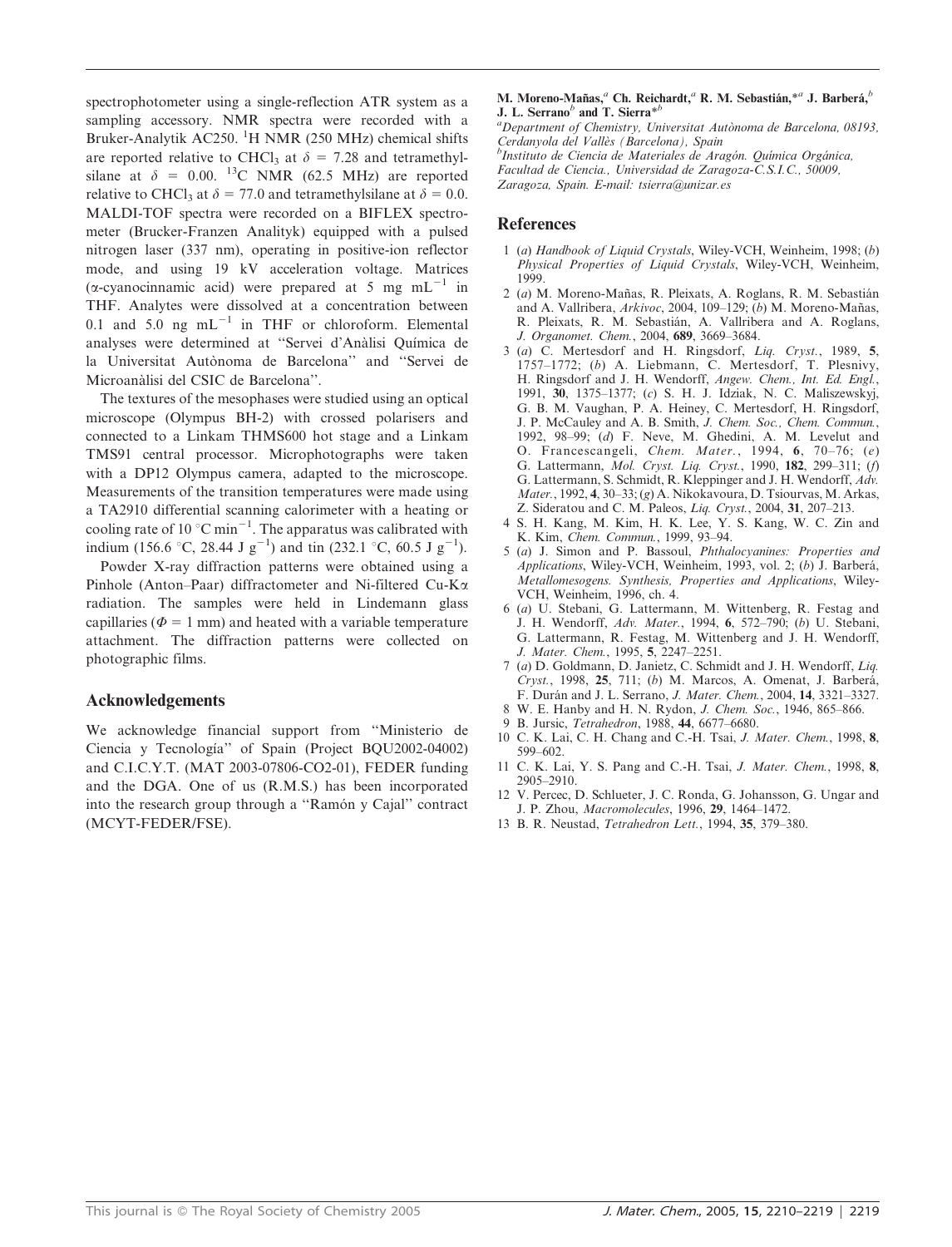spectrophotometer using a single-reflection ATR system as a sampling accessory. NMR spectra were recorded with a Bruker-Analytik AC250. $^{1}H$ NMR (250 MHz) chemical shifts are reported relative to $CHCl_3$ at $\delta = 7.28$ and tetramethylsilane at $\delta = 0.00$. $^{13}C$ NMR (62.5 MHz) are reported relative to $CHCl_3$ at $\delta = 77.0$ and tetramethylsilane at $\delta = 0.0$. MALDI-TOF spectra were recorded on a BIFLEX spectrometer (Brucker-Franzen Analityk) equipped with a pulsed nitrogen laser (337 nm), operating in positive-ion reflector mode, and using 19 kV acceleration voltage. Matrices (α-cyanocinnamic acid) were prepared at 5 mg $mL^{-1}$ in THF. Analytes were dissolved at a concentration between 0.1 and 5.0 ng $mL^{-1}$ in THF or chloroform. Elemental analyses were determined at ''Servei d'Anàlisi Química de la Universitat Autònoma de Barcelona'' and ''Servei de Microanàlisi del CSIC de Barcelona''.

The textures of the mesophases were studied using an optical microscope (Olympus BH-2) with crossed polarisers and connected to a Linkam THMS600 hot stage and a Linkam TMS91 central processor. Microphotographs were taken with a DP12 Olympus camera, adapted to the microscope. Measurements of the transition temperatures were made using a TA2910 differential scanning calorimeter with a heating or cooling rate of 10 °C $min^{-1}$. The apparatus was calibrated with indium (156.6 °C, 28.44 J $g^{-1}$) and tin (232.1 °C, 60.5 J $g^{-1}$).

Powder X-ray diffraction patterns were obtained using a Pinhole (Anton–Paar) diffractometer and Ni-filtered Cu-Kα radiation. The samples were held in Lindemann glass capillaries ($\Phi = 1$ mm) and heated with a variable temperature attachment. The diffraction patterns were collected on photographic films.

## Acknowledgements

We acknowledge financial support from ''Ministerio de Ciencia y Tecnología'' of Spain (Project BQU2002-04002) and C.I.C.Y.T. (MAT 2003-07806-CO2-01), FEDER funding and the DGA. One of us (R.M.S.) has been incorporated into the research group through a ''Ramón y Cajal'' contract (MCYT-FEDER/FSE).

**M. Moreno-Mañas,**[a] **Ch. Reichardt,**[a] **R. M. Sebastián,***[a] **J. Barberá,**[b] **J. L. Serrano**[b] **and T. Sierra***[b]

[a]*Department of Chemistry, Universitat Autònoma de Barcelona, 08193, Cerdanyola del Vallès (Barcelona), Spain*
[b]*Instituto de Ciencia de Materiales de Aragón. Química Orgánica, Facultad de Ciencia., Universidad de Zaragoza-C.S.I.C., 50009, Zaragoza, Spain. E-mail: tsierra@unizar.es*

## References

1 (*a*) *Handbook of Liquid Crystals*, Wiley-VCH, Weinheim, 1998; (*b*) *Physical Properties of Liquid Crystals*, Wiley-VCH, Weinheim, 1999.
2 (*a*) M. Moreno-Mañas, R. Pleixats, A. Roglans, R. M. Sebastián and A. Vallribera, *Arkivoc*, 2004, 109–129; (*b*) M. Moreno-Mañas, R. Pleixats, R. M. Sebastián, A. Vallribera and A. Roglans, *J. Organomet. Chem.*, 2004, **689**, 3669–3684.
3 (*a*) C. Mertesdorf and H. Ringsdorf, *Liq. Cryst.*, 1989, **5**, 1757–1772; (*b*) A. Liebmann, C. Mertesdorf, T. Plesnivy, H. Ringsdorf and J. H. Wendorff, *Angew. Chem., Int. Ed. Engl.*, 1991, **30**, 1375–1377; (*c*) S. H. J. Idziak, N. C. Maliszewskyj, G. B. M. Vaughan, P. A. Heiney, C. Mertesdorf, H. Ringsdorf, J. P. McCauley and A. B. Smith, *J. Chem. Soc., Chem. Commun.*, 1992, 98–99; (*d*) F. Neve, M. Ghedini, A. M. Levelut and O. Francescangeli, *Chem. Mater.*, 1994, **6**, 70–76; (*e*) G. Lattermann, *Mol. Cryst. Liq. Cryst.*, 1990, **182**, 299–311; (*f*) G. Lattermann, S. Schmidt, R. Kleppinger and J. H. Wendorff, *Adv. Mater.*, 1992, **4**, 30–33; (*g*) A. Nikokavoura, D. Tsiourvas, M. Arkas, Z. Sideratou and C. M. Paleos, *Liq. Cryst.*, 2004, **31**, 207–213.
4 S. H. Kang, M. Kim, H. K. Lee, Y. S. Kang, W. C. Zin and K. Kim, *Chem. Commun.*, 1999, 93–94.
5 (*a*) J. Simon and P. Bassoul, *Phthalocyanines: Properties and Applications*, Wiley-VCH, Weinheim, 1993, vol. 2; (*b*) J. Barberá, *Metallomesogens. Synthesis, Properties and Applications*, Wiley-VCH, Weinheim, 1996, ch. 4.
6 (*a*) U. Stebani, G. Lattermann, M. Wittenberg, R. Festag and J. H. Wendorff, *Adv. Mater.*, 1994, **6**, 572–790; (*b*) U. Stebani, G. Lattermann, R. Festag, M. Wittenberg and J. H. Wendorff, *J. Mater. Chem.*, 1995, **5**, 2247–2251.
7 (*a*) D. Goldmann, D. Janietz, C. Schmidt and J. H. Wendorff, *Liq. Cryst.*, 1998, **25**, 711; (*b*) M. Marcos, A. Omenat, J. Barberá, F. Durán and J. L. Serrano, *J. Mater. Chem.*, 2004, **14**, 3321–3327.
8 W. E. Hanby and H. N. Rydon, *J. Chem. Soc.*, 1946, 865–866.
9 B. Jursic, *Tetrahedron*, 1988, **44**, 6677–6680.
10 C. K. Lai, C. H. Chang and C.-H. Tsai, *J. Mater. Chem.*, 1998, **8**, 599–602.
11 C. K. Lai, Y. S. Pang and C.-H. Tsai, *J. Mater. Chem.*, 1998, **8**, 2905–2910.
12 V. Percec, D. Schlueter, J. C. Ronda, G. Johansson, G. Ungar and J. P. Zhou, *Macromolecules*, 1996, **29**, 1464–1472.
13 B. R. Neustad, *Tetrahedron Lett.*, 1994, **35**, 379–380.